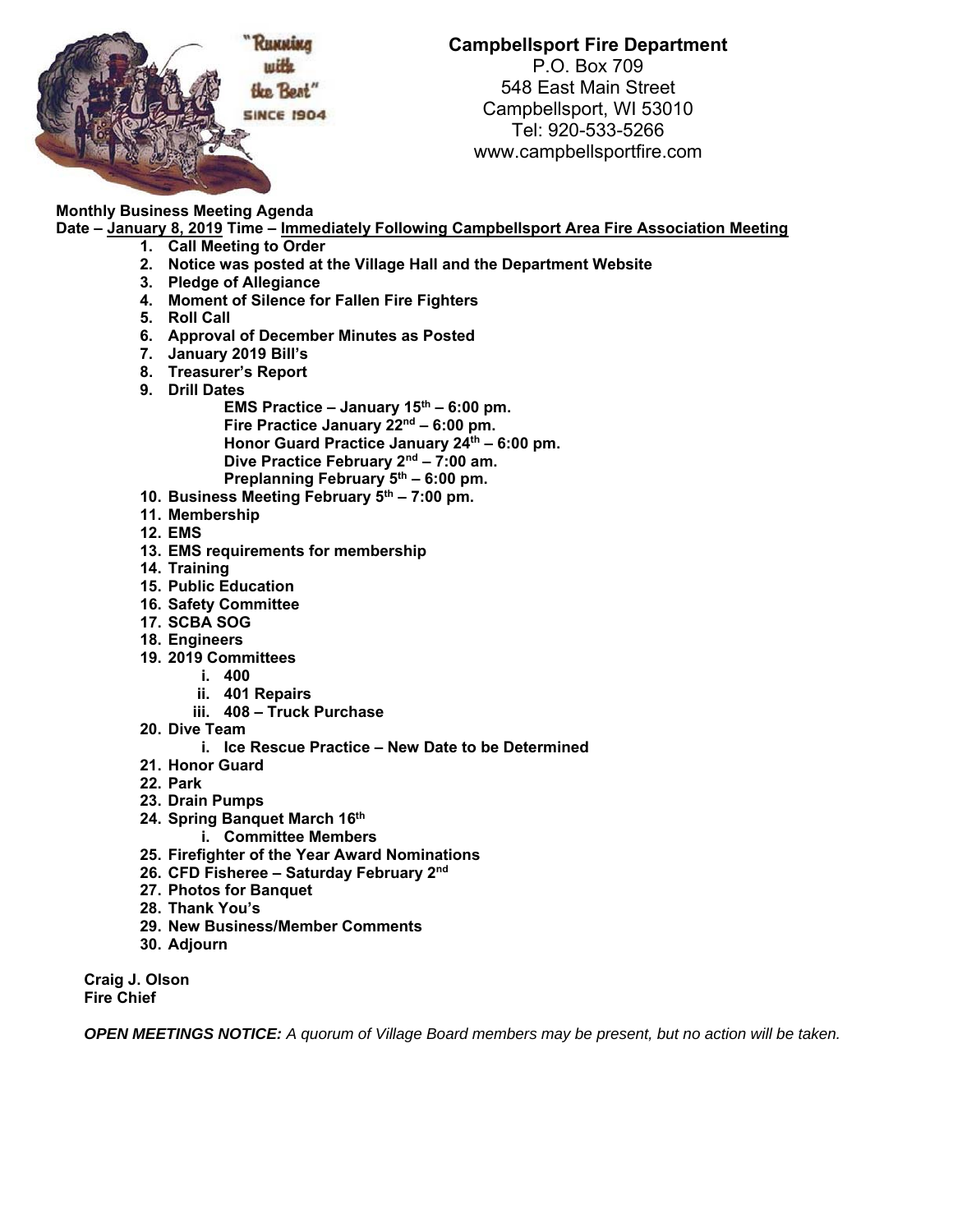**Campbellsport Fire Department**
P.O. Box 709
548 East Main Street
Campbellsport, WI 53010
Tel: 920-533-5266
www.campbellsportfire.com

"Running with the Best" SINCE 1904

**Monthly Business Meeting Agenda**
**Date – January 8, 2019 Time – Immediately Following Campbellsport Area Fire Association Meeting**

1. **Call Meeting to Order**
2. **Notice was posted at the Village Hall and the Department Website**
3. **Pledge of Allegiance**
4. **Moment of Silence for Fallen Fire Fighters**
5. **Roll Call**
6. **Approval of December Minutes as Posted**
7. **January 2019 Bill's**
8. **Treasurer's Report**
9. **Drill Dates**
   - **EMS Practice – January 15th – 6:00 pm.**
   - **Fire Practice January 22nd – 6:00 pm.**
   - **Honor Guard Practice January 24th – 6:00 pm.**
   - **Dive Practice February 2nd – 7:00 am.**
   - **Preplanning February 5th – 6:00 pm.**
10. **Business Meeting February 5th – 7:00 pm.**
11. **Membership**
12. **EMS**
13. **EMS requirements for membership**
14. **Training**
15. **Public Education**
16. **Safety Committee**
17. **SCBA SOG**
18. **Engineers**
19. **2019 Committees**
    - i. **400**
    - ii. **401 Repairs**
    - iii. **408 – Truck Purchase**
20. **Dive Team**
    - i. **Ice Rescue Practice – New Date to be Determined**
21. **Honor Guard**
22. **Park**
23. **Drain Pumps**
24. **Spring Banquet March 16th**
    - i. **Committee Members**
25. **Firefighter of the Year Award Nominations**
26. **CFD Fisheree – Saturday February 2nd**
27. **Photos for Banquet**
28. **Thank You's**
29. **New Business/Member Comments**
30. **Adjourn**

**Craig J. Olson**
**Fire Chief**

***OPEN MEETINGS NOTICE:*** *A quorum of Village Board members may be present, but no action will be taken.*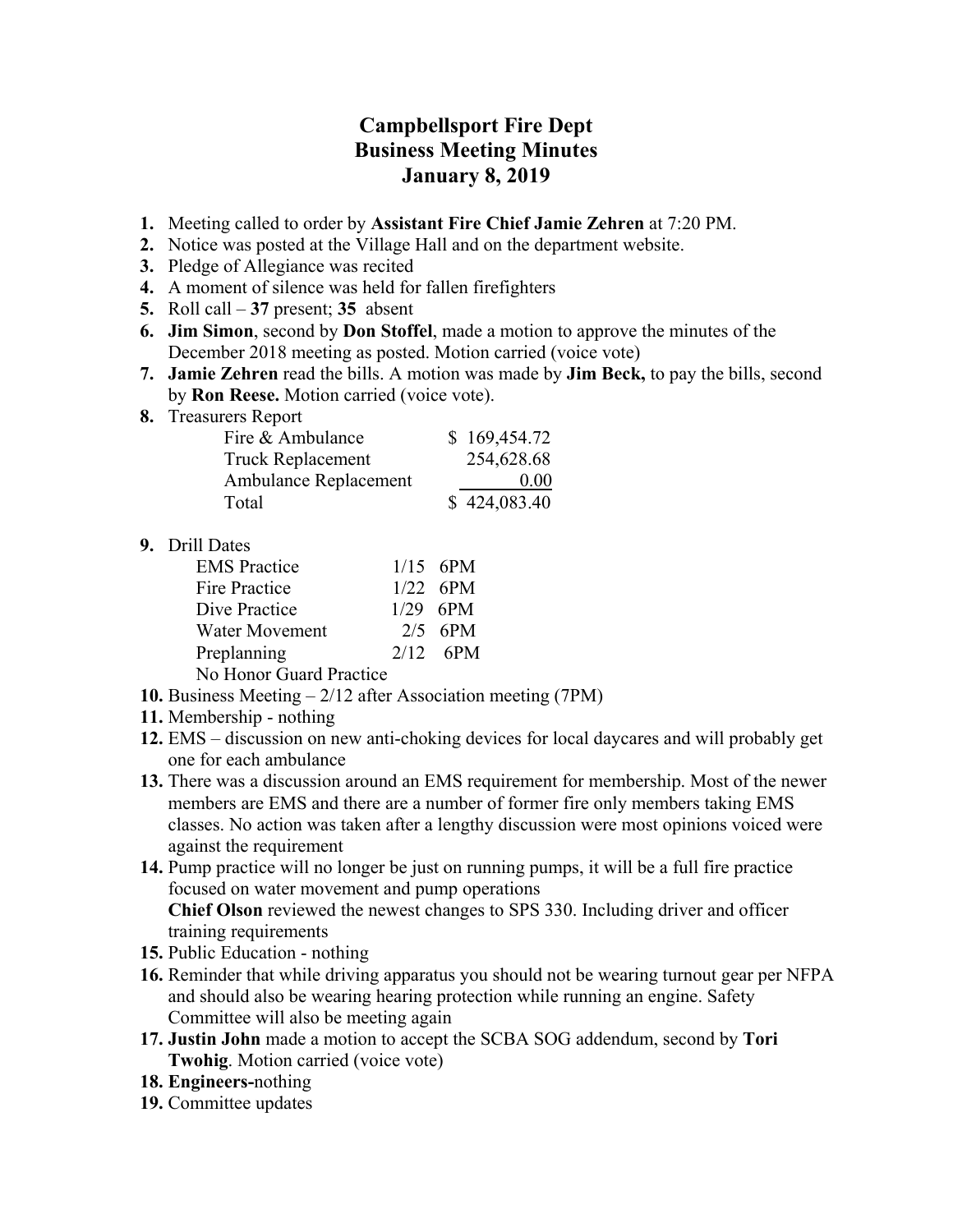# Campbellsport Fire Dept
# Business Meeting Minutes
# January 8, 2019

1. Meeting called to order by **Assistant Fire Chief Jamie Zehren** at 7:20 PM.
2. Notice was posted at the Village Hall and on the department website.
3. Pledge of Allegiance was recited
4. A moment of silence was held for fallen firefighters
5. Roll call – **37** present; **35** absent
6. **Jim Simon**, second by **Don Stoffel**, made a motion to approve the minutes of the December 2018 meeting as posted. Motion carried (voice vote)
7. **Jamie Zehren** read the bills. A motion was made by **Jim Beck,** to pay the bills, second by **Ron Reese.** Motion carried (voice vote).
8. Treasurers Report

| | |
|---|---|
| Fire & Ambulance | $ 169,454.72 |
| Truck Replacement | 254,628.68 |
| Ambulance Replacement | 0.00 |
| Total | $ 424,083.40 |

9. Drill Dates

| | | |
|---|---|---|
| EMS Practice | 1/15 | 6PM |
| Fire Practice | 1/22 | 6PM |
| Dive Practice | 1/29 | 6PM |
| Water Movement | 2/5 | 6PM |
| Preplanning | 2/12 | 6PM |

No Honor Guard Practice

10. Business Meeting – 2/12 after Association meeting (7PM)
11. Membership - nothing
12. EMS – discussion on new anti-choking devices for local daycares and will probably get one for each ambulance
13. There was a discussion around an EMS requirement for membership. Most of the newer members are EMS and there are a number of former fire only members taking EMS classes. No action was taken after a lengthy discussion were most opinions voiced were against the requirement
14. Pump practice will no longer be just on running pumps, it will be a full fire practice focused on water movement and pump operations
    **Chief Olson** reviewed the newest changes to SPS 330. Including driver and officer training requirements
15. Public Education - nothing
16. Reminder that while driving apparatus you should not be wearing turnout gear per NFPA and should also be wearing hearing protection while running an engine. Safety Committee will also be meeting again
17. **Justin John** made a motion to accept the SCBA SOG addendum, second by **Tori Twohig**. Motion carried (voice vote)
18. **Engineers-**nothing
19. Committee updates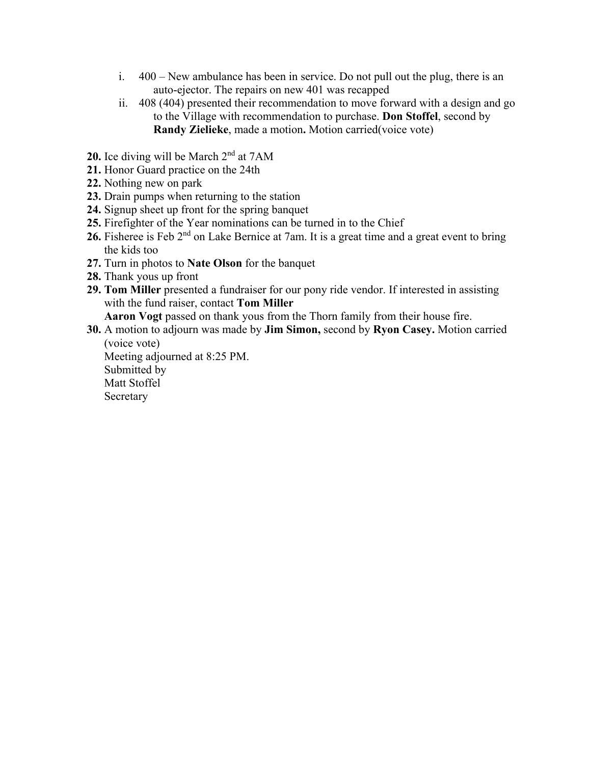i. 400 – New ambulance has been in service. Do not pull out the plug, there is an auto-ejector. The repairs on new 401 was recapped
   ii. 408 (404) presented their recommendation to move forward with a design and go to the Village with recommendation to purchase. **Don Stoffel**, second by **Randy Zielieke**, made a motion**.** Motion carried(voice vote)

**20.** Ice diving will be March 2nd at 7AM
**21.** Honor Guard practice on the 24th
**22.** Nothing new on park
**23.** Drain pumps when returning to the station
**24.** Signup sheet up front for the spring banquet
**25.** Firefighter of the Year nominations can be turned in to the Chief
**26.** Fisheree is Feb 2nd on Lake Bernice at 7am. It is a great time and a great event to bring the kids too
**27.** Turn in photos to **Nate Olson** for the banquet
**28.** Thank yous up front
**29.** **Tom Miller** presented a fundraiser for our pony ride vendor. If interested in assisting with the fund raiser, contact **Tom Miller**
**Aaron Vogt** passed on thank yous from the Thorn family from their house fire.
**30.** A motion to adjourn was made by **Jim Simon,** second by **Ryon Casey.** Motion carried (voice vote)
Meeting adjourned at 8:25 PM.
Submitted by
Matt Stoffel
Secretary